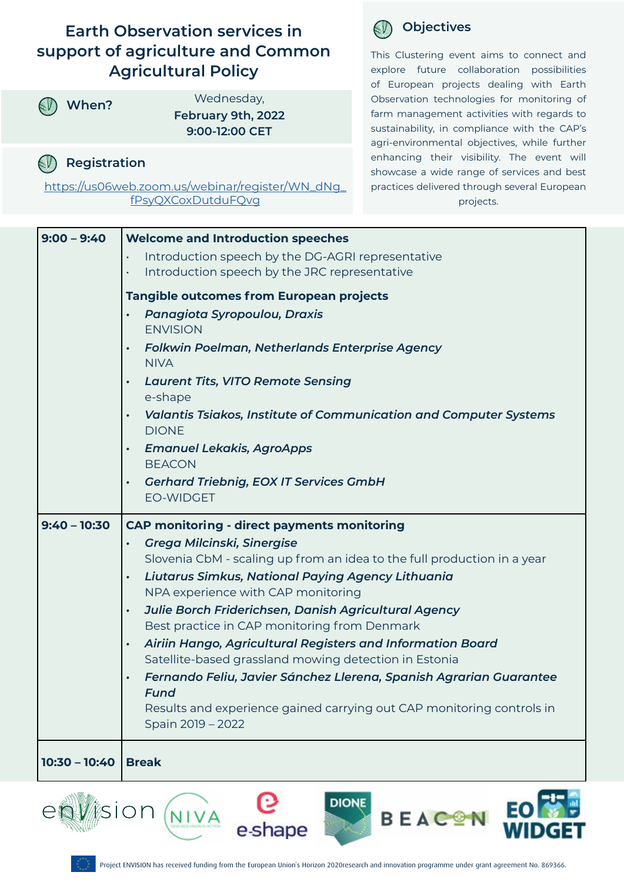# Earth Observation services in support of agriculture and Common Agricultural Policy

## When?

Wednesday,
**February 9th, 2022**
**9:00-12:00 CET**

## Registration

https://us06web.zoom.us/webinar/register/WN_dNg_fPsyQXCoxDutduFQvg

## Objectives

This Clustering event aims to connect and explore future collaboration possibilities of European projects dealing with Earth Observation technologies for monitoring of farm management activities with regards to sustainability, in compliance with the CAP's agri-environmental objectives, while further enhancing their visibility. The event will showcase a wide range of services and best practices delivered through several European projects.

| Time | Session |
| --- | --- |
| **9:00 – 9:40** | **Welcome and Introduction speeches**<br>• Introduction speech by the DG-AGRI representative<br>• Introduction speech by the JRC representative<br><br>**Tangible outcomes from European projects**<br>• ***Panagiota Syropoulou, Draxis***<br>ENVISION<br>• ***Folkwin Poelman, Netherlands Enterprise Agency***<br>NIVA<br>• ***Laurent Tits, VITO Remote Sensing***<br>e-shape<br>• ***Valantis Tsiakos, Institute of Communication and Computer Systems***<br>DIONE<br>• ***Emanuel Lekakis, AgroApps***<br>BEACON<br>• ***Gerhard Triebnig, EOX IT Services GmbH***<br>EO-WIDGET |
| **9:40 – 10:30** | **CAP monitoring - direct payments monitoring**<br>• ***Grega Milcinski, Sinergise***<br>Slovenia CbM - scaling up from an idea to the full production in a year<br>• ***Liutarus Simkus, National Paying Agency Lithuania***<br>NPA experience with CAP monitoring<br>• ***Julie Borch Friderichsen, Danish Agricultural Agency***<br>Best practice in CAP monitoring from Denmark<br>• ***Airiin Hango, Agricultural Registers and Information Board***<br>Satellite-based grassland mowing detection in Estonia<br>• ***Fernando Feliu, Javier Sánchez Llerena, Spanish Agrarian Guarantee Fund***<br>Results and experience gained carrying out CAP monitoring controls in Spain 2019 – 2022 |
| **10:30 – 10:40** | **Break** |

Project ENVISION has received funding from the European Union's Horizon 2020research and innovation programme under grant agreement No. 869366.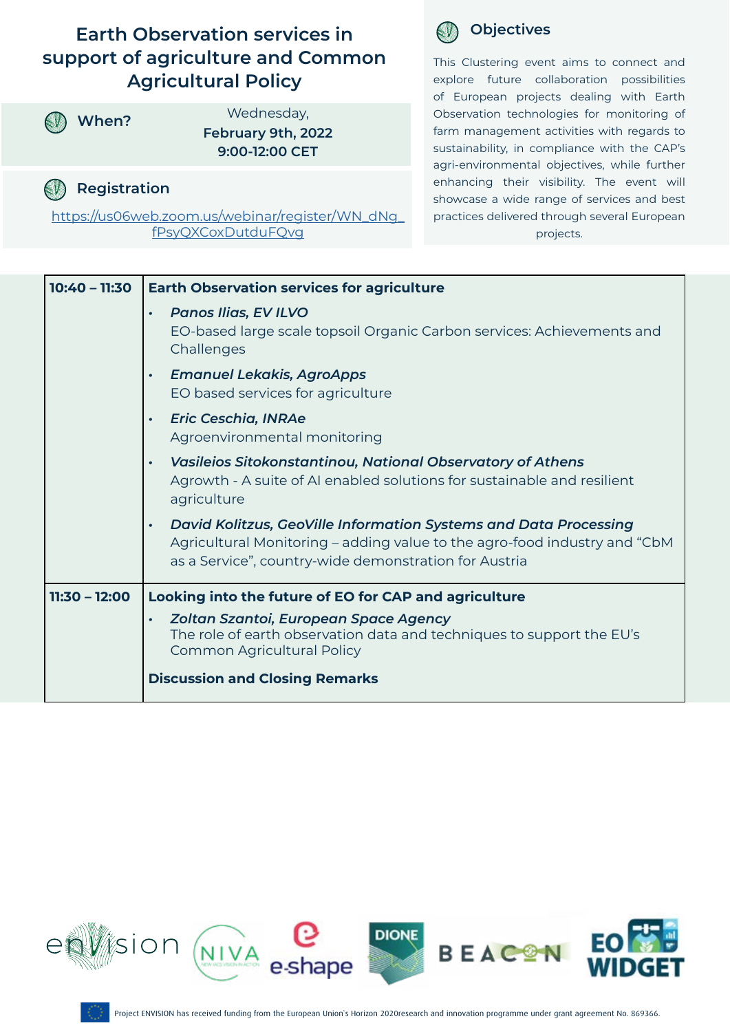# Earth Observation services in support of agriculture and Common Agricultural Policy

## When?

Wednesday,
**February 9th, 2022**
**9:00-12:00 CET**

## Registration

https://us06web.zoom.us/webinar/register/WN_dNg_fPsyQXCoxDutduFQvg

## Objectives

This Clustering event aims to connect and explore future collaboration possibilities of European projects dealing with Earth Observation technologies for monitoring of farm management activities with regards to sustainability, in compliance with the CAP's agri-environmental objectives, while further enhancing their visibility. The event will showcase a wide range of services and best practices delivered through several European projects.

| | |
|---|---|
| **10:40 – 11:30** | **Earth Observation services for agriculture**<br>• ***Panos Ilias, EV ILVO***<br>EO-based large scale topsoil Organic Carbon services: Achievements and Challenges<br>• ***Emanuel Lekakis, AgroApps***<br>EO based services for agriculture<br>• ***Eric Ceschia, INRAe***<br>Agroenvironmental monitoring<br>• ***Vasileios Sitokonstantinou, National Observatory of Athens***<br>Agrowth - A suite of AI enabled solutions for sustainable and resilient agriculture<br>• ***David Kolitzus, GeoVille Information Systems and Data Processing***<br>Agricultural Monitoring – adding value to the agro-food industry and "CbM as a Service", country-wide demonstration for Austria |
| **11:30 – 12:00** | **Looking into the future of EO for CAP and agriculture**<br>• ***Zoltan Szantoi, European Space Agency***<br>The role of earth observation data and techniques to support the EU's Common Agricultural Policy<br>**Discussion and Closing Remarks** |

envision NIVA e-shape DIONE BEACON EO WIDGET

Project ENVISION has received funding from the European Union's Horizon 2020research and innovation programme under grant agreement No. 869366.